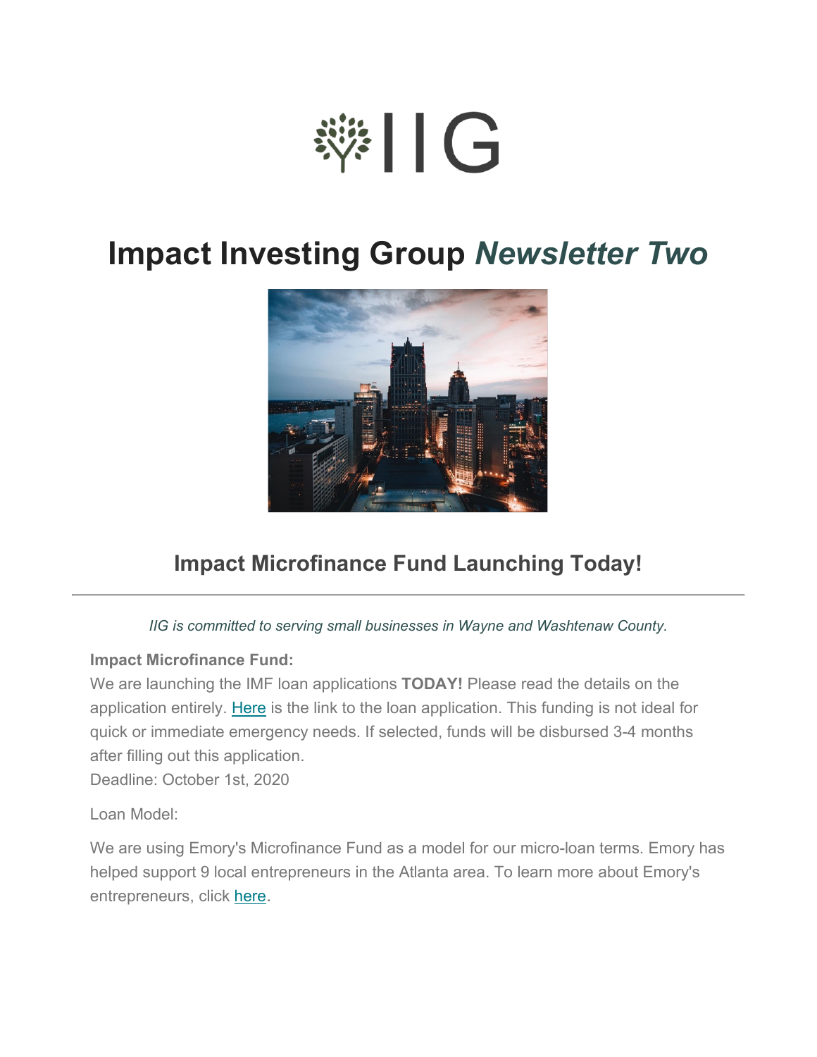IIG

# Impact Investing Group *Newsletter Two*

## Impact Microfinance Fund Launching Today!

---

*IIG is committed to serving small businesses in Wayne and Washtenaw County.*

**Impact Microfinance Fund:**
We are launching the IMF loan applications **TODAY!** Please read the details on the application entirely. Here is the link to the loan application. This funding is not ideal for quick or immediate emergency needs. If selected, funds will be disbursed 3-4 months after filling out this application.
Deadline: October 1st, 2020

Loan Model:

We are using Emory's Microfinance Fund as a model for our micro-loan terms. Emory has helped support 9 local entrepreneurs in the Atlanta area. To learn more about Emory's entrepreneurs, click here.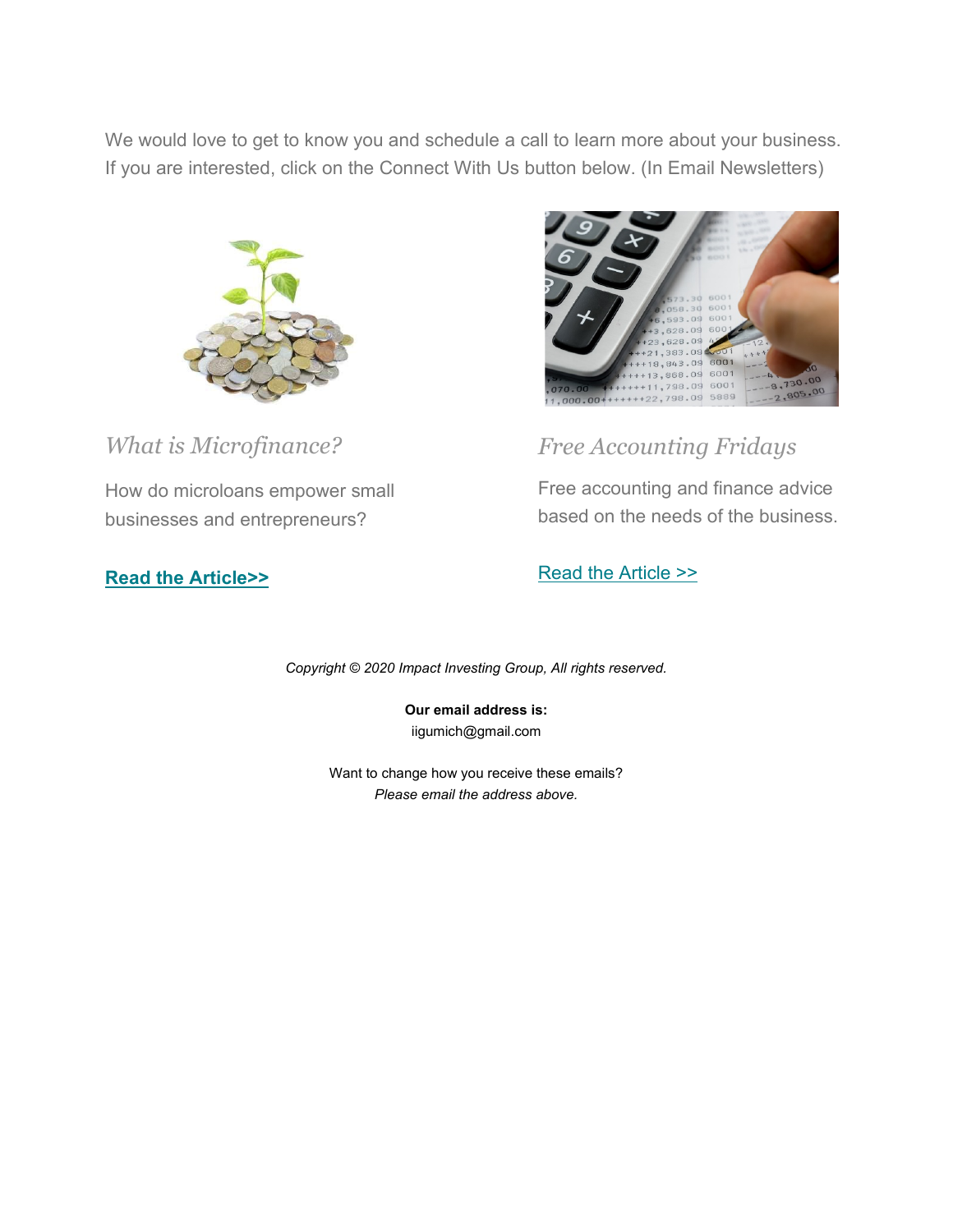We would love to get to know you and schedule a call to learn more about your business. If you are interested, click on the Connect With Us button below. (In Email Newsletters)

### *What is Microfinance?*

How do microloans empower small businesses and entrepreneurs?

**Read the Article>>**

### *Free Accounting Fridays*

Free accounting and finance advice based on the needs of the business.

Read the Article >>

*Copyright © 2020 Impact Investing Group, All rights reserved.*

**Our email address is:**
iigumich@gmail.com

Want to change how you receive these emails?
*Please email the address above.*